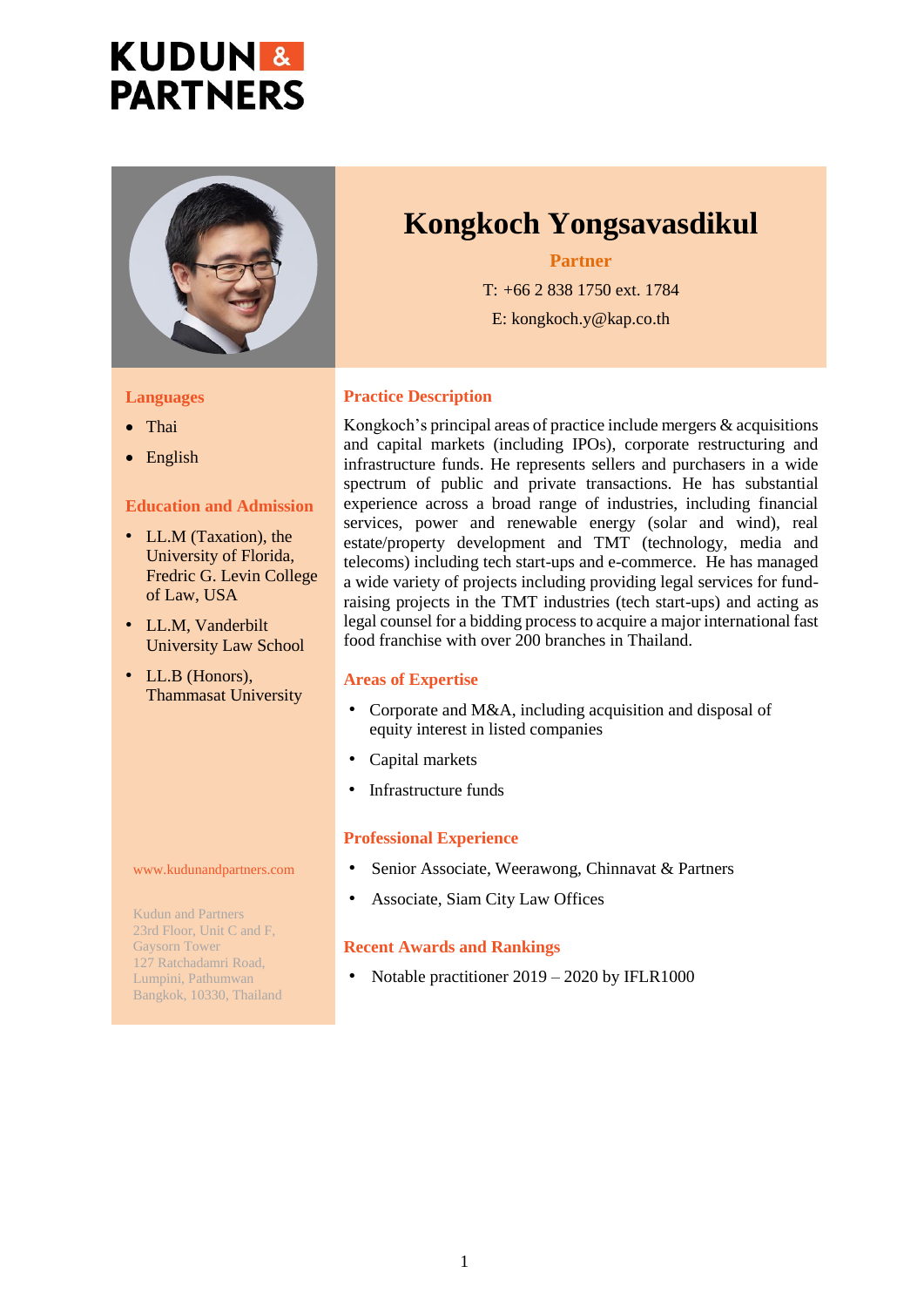# KUDUN & PARTNERS

# Kongkoch Yongsavasdikul

**Partner**

T: +66 2 838 1750 ext. 1784

E: kongkoch.y@kap.co.th

## Languages

- Thai
- English

## Education and Admission

- LL.M (Taxation), the University of Florida, Fredric G. Levin College of Law, USA
- LL.M, Vanderbilt University Law School
- LL.B (Honors), Thammasat University

www.kudunandpartners.com

Kudun and Partners
23rd Floor, Unit C and F,
Gaysorn Tower
127 Ratchadamri Road,
Lumpini, Pathumwan
Bangkok, 10330, Thailand

## Practice Description

Kongkoch's principal areas of practice include mergers & acquisitions and capital markets (including IPOs), corporate restructuring and infrastructure funds. He represents sellers and purchasers in a wide spectrum of public and private transactions. He has substantial experience across a broad range of industries, including financial services, power and renewable energy (solar and wind), real estate/property development and TMT (technology, media and telecoms) including tech start-ups and e-commerce. He has managed a wide variety of projects including providing legal services for fund-raising projects in the TMT industries (tech start-ups) and acting as legal counsel for a bidding process to acquire a major international fast food franchise with over 200 branches in Thailand.

## Areas of Expertise

- Corporate and M&A, including acquisition and disposal of equity interest in listed companies
- Capital markets
- Infrastructure funds

## Professional Experience

- Senior Associate, Weerawong, Chinnavat & Partners
- Associate, Siam City Law Offices

## Recent Awards and Rankings

- Notable practitioner 2019 – 2020 by IFLR1000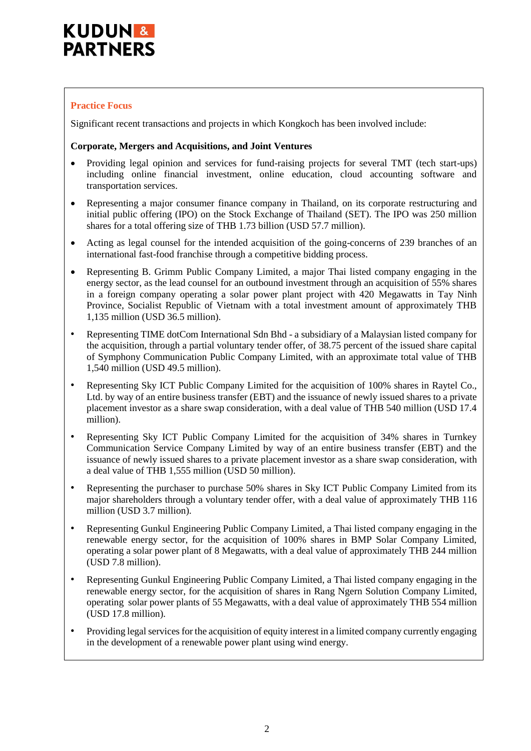### Practice Focus

Significant recent transactions and projects in which Kongkoch has been involved include:

**Corporate, Mergers and Acquisitions, and Joint Ventures**

- Providing legal opinion and services for fund-raising projects for several TMT (tech start-ups) including online financial investment, online education, cloud accounting software and transportation services.
- Representing a major consumer finance company in Thailand, on its corporate restructuring and initial public offering (IPO) on the Stock Exchange of Thailand (SET). The IPO was 250 million shares for a total offering size of THB 1.73 billion (USD 57.7 million).
- Acting as legal counsel for the intended acquisition of the going-concerns of 239 branches of an international fast-food franchise through a competitive bidding process.
- Representing B. Grimm Public Company Limited, a major Thai listed company engaging in the energy sector, as the lead counsel for an outbound investment through an acquisition of 55% shares in a foreign company operating a solar power plant project with 420 Megawatts in Tay Ninh Province, Socialist Republic of Vietnam with a total investment amount of approximately THB 1,135 million (USD 36.5 million).
- Representing TIME dotCom International Sdn Bhd - a subsidiary of a Malaysian listed company for the acquisition, through a partial voluntary tender offer, of 38.75 percent of the issued share capital of Symphony Communication Public Company Limited, with an approximate total value of THB 1,540 million (USD 49.5 million).
- Representing Sky ICT Public Company Limited for the acquisition of 100% shares in Raytel Co., Ltd. by way of an entire business transfer (EBT) and the issuance of newly issued shares to a private placement investor as a share swap consideration, with a deal value of THB 540 million (USD 17.4 million).
- Representing Sky ICT Public Company Limited for the acquisition of 34% shares in Turnkey Communication Service Company Limited by way of an entire business transfer (EBT) and the issuance of newly issued shares to a private placement investor as a share swap consideration, with a deal value of THB 1,555 million (USD 50 million).
- Representing the purchaser to purchase 50% shares in Sky ICT Public Company Limited from its major shareholders through a voluntary tender offer, with a deal value of approximately THB 116 million (USD 3.7 million).
- Representing Gunkul Engineering Public Company Limited, a Thai listed company engaging in the renewable energy sector, for the acquisition of 100% shares in BMP Solar Company Limited, operating a solar power plant of 8 Megawatts, with a deal value of approximately THB 244 million (USD 7.8 million).
- Representing Gunkul Engineering Public Company Limited, a Thai listed company engaging in the renewable energy sector, for the acquisition of shares in Rang Ngern Solution Company Limited, operating solar power plants of 55 Megawatts, with a deal value of approximately THB 554 million (USD 17.8 million).
- Providing legal services for the acquisition of equity interest in a limited company currently engaging in the development of a renewable power plant using wind energy.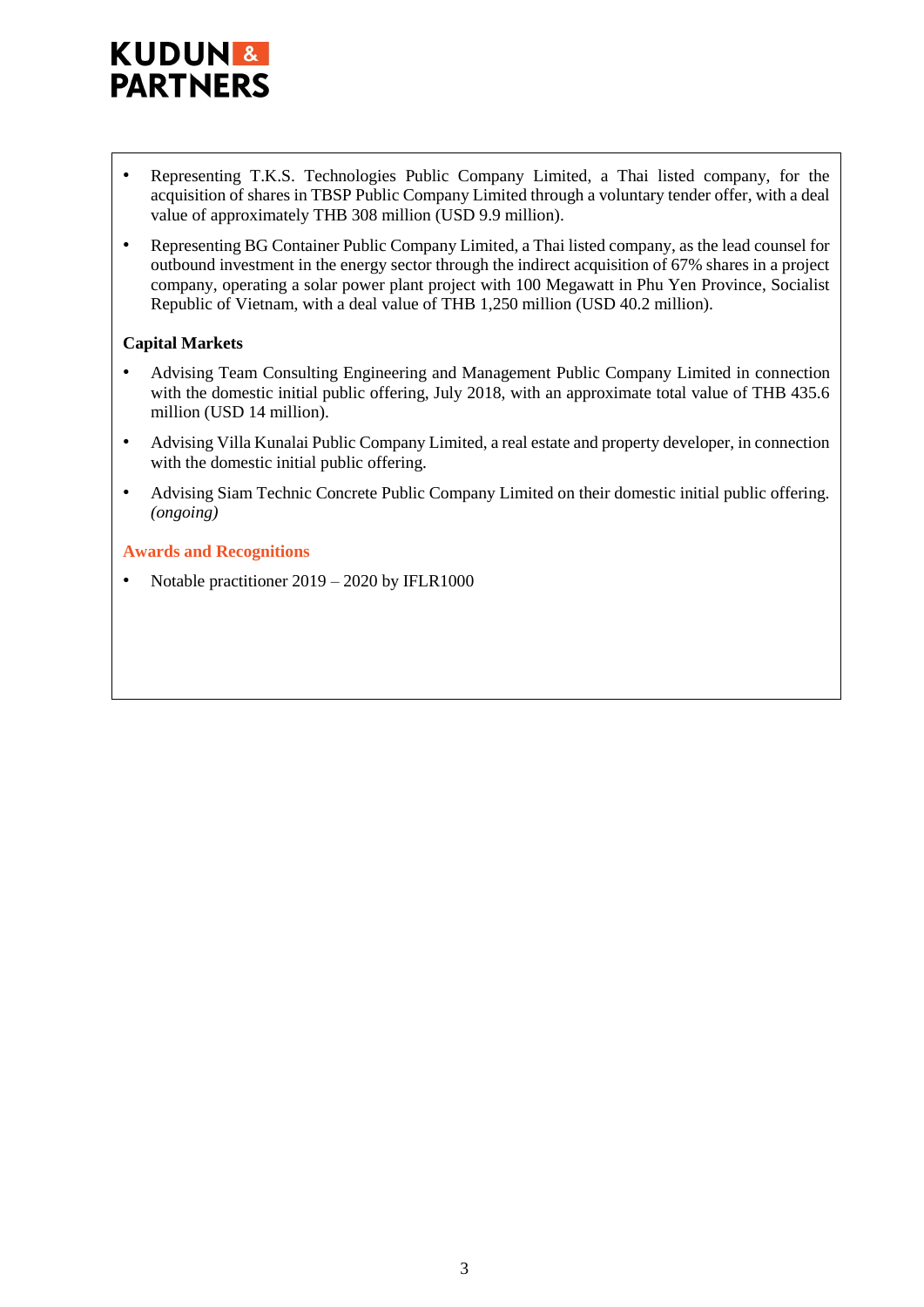- Representing T.K.S. Technologies Public Company Limited, a Thai listed company, for the acquisition of shares in TBSP Public Company Limited through a voluntary tender offer, with a deal value of approximately THB 308 million (USD 9.9 million).
- Representing BG Container Public Company Limited, a Thai listed company, as the lead counsel for outbound investment in the energy sector through the indirect acquisition of 67% shares in a project company, operating a solar power plant project with 100 Megawatt in Phu Yen Province, Socialist Republic of Vietnam, with a deal value of THB 1,250 million (USD 40.2 million).

**Capital Markets**

- Advising Team Consulting Engineering and Management Public Company Limited in connection with the domestic initial public offering, July 2018, with an approximate total value of THB 435.6 million (USD 14 million).
- Advising Villa Kunalai Public Company Limited, a real estate and property developer, in connection with the domestic initial public offering.
- Advising Siam Technic Concrete Public Company Limited on their domestic initial public offering. *(ongoing)*

**Awards and Recognitions**

- Notable practitioner 2019 – 2020 by IFLR1000